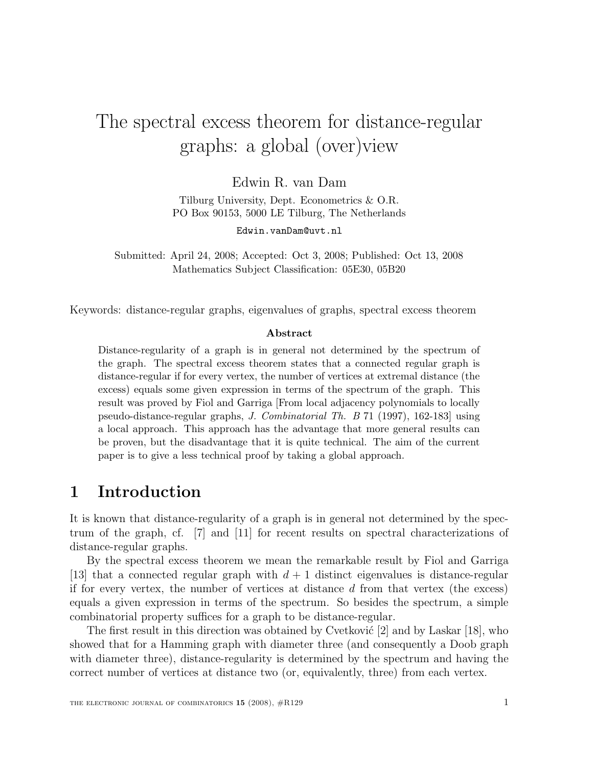# The spectral excess theorem for distance-regular graphs: a global (over)view

Edwin R. van Dam

Tilburg University, Dept. Econometrics & O.R.
PO Box 90153, 5000 LE Tilburg, The Netherlands

Edwin.vanDam@uvt.nl

Submitted: April 24, 2008; Accepted: Oct 3, 2008; Published: Oct 13, 2008
Mathematics Subject Classification: 05E30, 05B20

Keywords: distance-regular graphs, eigenvalues of graphs, spectral excess theorem

**Abstract**

Distance-regularity of a graph is in general not determined by the spectrum of the graph. The spectral excess theorem states that a connected regular graph is distance-regular if for every vertex, the number of vertices at extremal distance (the excess) equals some given expression in terms of the spectrum of the graph. This result was proved by Fiol and Garriga [From local adjacency polynomials to locally pseudo-distance-regular graphs, *J. Combinatorial Th. B* 71 (1997), 162-183] using a local approach. This approach has the advantage that more general results can be proven, but the disadvantage that it is quite technical. The aim of the current paper is to give a less technical proof by taking a global approach.

## 1 Introduction

It is known that distance-regularity of a graph is in general not determined by the spectrum of the graph, cf. [7] and [11] for recent results on spectral characterizations of distance-regular graphs.

By the spectral excess theorem we mean the remarkable result by Fiol and Garriga [13] that a connected regular graph with $d+1$ distinct eigenvalues is distance-regular if for every vertex, the number of vertices at distance $d$ from that vertex (the excess) equals a given expression in terms of the spectrum. So besides the spectrum, a simple combinatorial property suffices for a graph to be distance-regular.

The first result in this direction was obtained by Cvetković [2] and by Laskar [18], who showed that for a Hamming graph with diameter three (and consequently a Doob graph with diameter three), distance-regularity is determined by the spectrum and having the correct number of vertices at distance two (or, equivalently, three) from each vertex.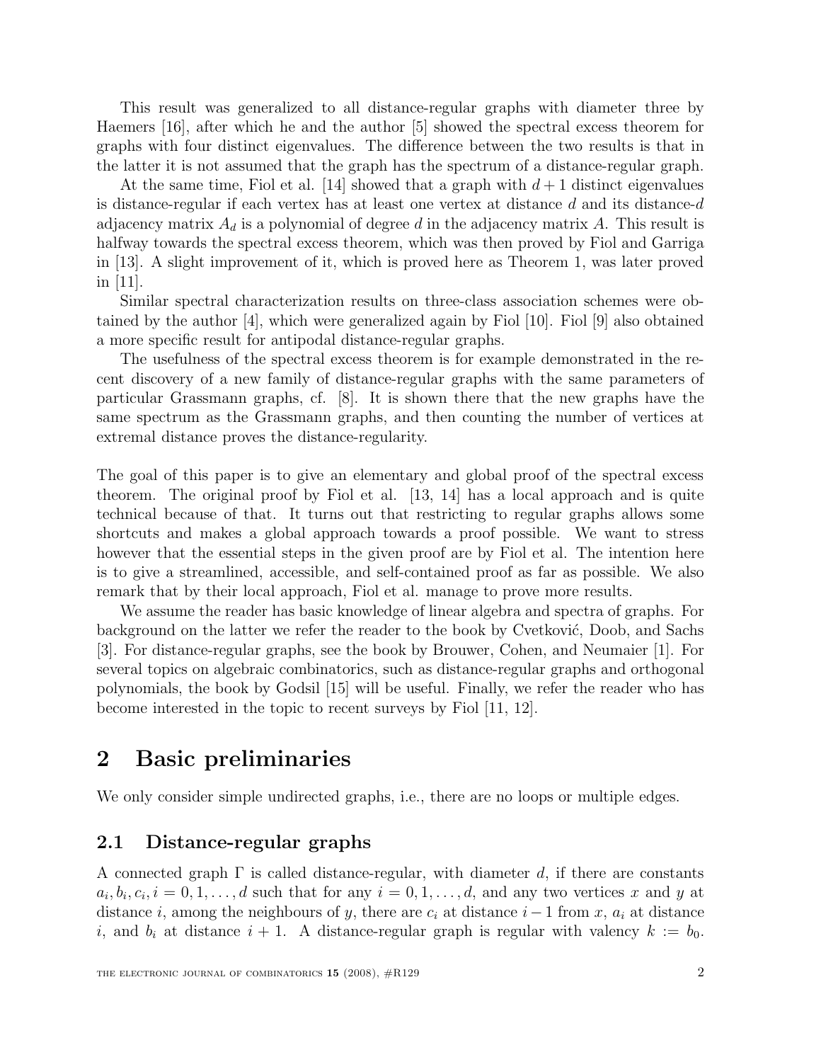This result was generalized to all distance-regular graphs with diameter three by Haemers [16], after which he and the author [5] showed the spectral excess theorem for graphs with four distinct eigenvalues. The difference between the two results is that in the latter it is not assumed that the graph has the spectrum of a distance-regular graph.

At the same time, Fiol et al. [14] showed that a graph with $d + 1$ distinct eigenvalues is distance-regular if each vertex has at least one vertex at distance $d$ and its distance-$d$ adjacency matrix $A_d$ is a polynomial of degree $d$ in the adjacency matrix $A$. This result is halfway towards the spectral excess theorem, which was then proved by Fiol and Garriga in [13]. A slight improvement of it, which is proved here as Theorem 1, was later proved in [11].

Similar spectral characterization results on three-class association schemes were obtained by the author [4], which were generalized again by Fiol [10]. Fiol [9] also obtained a more specific result for antipodal distance-regular graphs.

The usefulness of the spectral excess theorem is for example demonstrated in the recent discovery of a new family of distance-regular graphs with the same parameters of particular Grassmann graphs, cf. [8]. It is shown there that the new graphs have the same spectrum as the Grassmann graphs, and then counting the number of vertices at extremal distance proves the distance-regularity.

The goal of this paper is to give an elementary and global proof of the spectral excess theorem. The original proof by Fiol et al. [13, 14] has a local approach and is quite technical because of that. It turns out that restricting to regular graphs allows some shortcuts and makes a global approach towards a proof possible. We want to stress however that the essential steps in the given proof are by Fiol et al. The intention here is to give a streamlined, accessible, and self-contained proof as far as possible. We also remark that by their local approach, Fiol et al. manage to prove more results.

We assume the reader has basic knowledge of linear algebra and spectra of graphs. For background on the latter we refer the reader to the book by Cvetković, Doob, and Sachs [3]. For distance-regular graphs, see the book by Brouwer, Cohen, and Neumaier [1]. For several topics on algebraic combinatorics, such as distance-regular graphs and orthogonal polynomials, the book by Godsil [15] will be useful. Finally, we refer the reader who has become interested in the topic to recent surveys by Fiol [11, 12].

## 2 Basic preliminaries

We only consider simple undirected graphs, i.e., there are no loops or multiple edges.

### 2.1 Distance-regular graphs

A connected graph $\Gamma$ is called distance-regular, with diameter $d$, if there are constants $a_i, b_i, c_i, i = 0, 1, \ldots, d$ such that for any $i = 0, 1, \ldots, d$, and any two vertices $x$ and $y$ at distance $i$, among the neighbours of $y$, there are $c_i$ at distance $i - 1$ from $x$, $a_i$ at distance $i$, and $b_i$ at distance $i + 1$. A distance-regular graph is regular with valency $k := b_0$.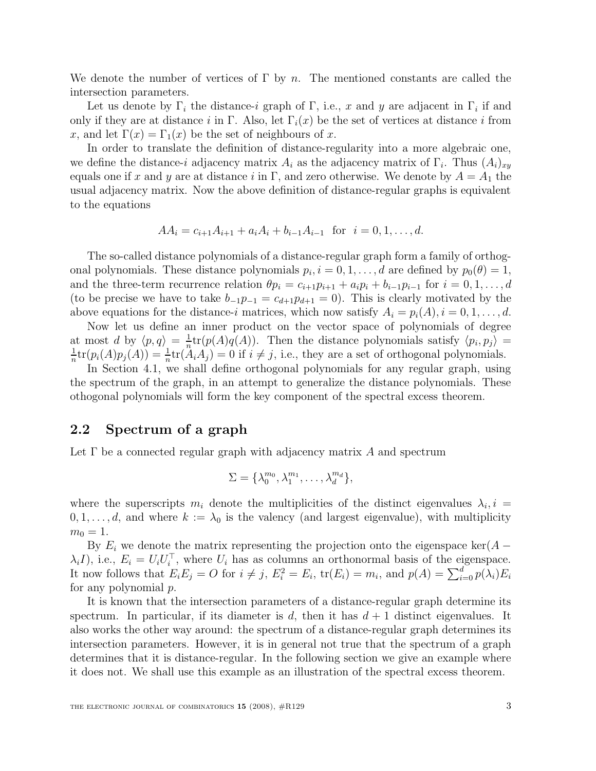We denote the number of vertices of $\Gamma$ by $n$. The mentioned constants are called the intersection parameters.

Let us denote by $\Gamma_i$ the distance-$i$ graph of $\Gamma$, i.e., $x$ and $y$ are adjacent in $\Gamma_i$ if and only if they are at distance $i$ in $\Gamma$. Also, let $\Gamma_i(x)$ be the set of vertices at distance $i$ from $x$, and let $\Gamma(x) = \Gamma_1(x)$ be the set of neighbours of $x$.

In order to translate the definition of distance-regularity into a more algebraic one, we define the distance-$i$ adjacency matrix $A_i$ as the adjacency matrix of $\Gamma_i$. Thus $(A_i)_{xy}$ equals one if $x$ and $y$ are at distance $i$ in $\Gamma$, and zero otherwise. We denote by $A = A_1$ the usual adjacency matrix. Now the above definition of distance-regular graphs is equivalent to the equations

$$AA_i = c_{i+1}A_{i+1} + a_iA_i + b_{i-1}A_{i-1} \quad \text{for} \quad i = 0, 1, \ldots, d.$$

The so-called distance polynomials of a distance-regular graph form a family of orthogonal polynomials. These distance polynomials $p_i, i = 0, 1, \ldots, d$ are defined by $p_0(\theta) = 1$, and the three-term recurrence relation $\theta p_i = c_{i+1}p_{i+1} + a_ip_i + b_{i-1}p_{i-1}$ for $i = 0, 1, \ldots, d$ (to be precise we have to take $b_{-1}p_{-1} = c_{d+1}p_{d+1} = 0$). This is clearly motivated by the above equations for the distance-$i$ matrices, which now satisfy $A_i = p_i(A), i = 0, 1, \ldots, d$.

Now let us define an inner product on the vector space of polynomials of degree at most $d$ by $\langle p, q \rangle = \frac{1}{n}\text{tr}(p(A)q(A))$. Then the distance polynomials satisfy $\langle p_i, p_j \rangle = \frac{1}{n}\text{tr}(p_i(A)p_j(A)) = \frac{1}{n}\text{tr}(A_iA_j) = 0$ if $i \neq j$, i.e., they are a set of orthogonal polynomials.

In Section 4.1, we shall define orthogonal polynomials for any regular graph, using the spectrum of the graph, in an attempt to generalize the distance polynomials. These othogonal polynomials will form the key component of the spectral excess theorem.

## 2.2 Spectrum of a graph

Let $\Gamma$ be a connected regular graph with adjacency matrix $A$ and spectrum

$$\Sigma = \{\lambda_0^{m_0}, \lambda_1^{m_1}, \ldots, \lambda_d^{m_d}\},$$

where the superscripts $m_i$ denote the multiplicities of the distinct eigenvalues $\lambda_i, i = 0, 1, \ldots, d$, and where $k := \lambda_0$ is the valency (and largest eigenvalue), with multiplicity $m_0 = 1$.

By $E_i$ we denote the matrix representing the projection onto the eigenspace $\ker(A - \lambda_iI)$, i.e., $E_i = U_iU_i^\top$, where $U_i$ has as columns an orthonormal basis of the eigenspace. It now follows that $E_iE_j = O$ for $i \neq j$, $E_i^2 = E_i$, $\text{tr}(E_i) = m_i$, and $p(A) = \sum_{i=0}^{d} p(\lambda_i)E_i$ for any polynomial $p$.

It is known that the intersection parameters of a distance-regular graph determine its spectrum. In particular, if its diameter is $d$, then it has $d + 1$ distinct eigenvalues. It also works the other way around: the spectrum of a distance-regular graph determines its intersection parameters. However, it is in general not true that the spectrum of a graph determines that it is distance-regular. In the following section we give an example where it does not. We shall use this example as an illustration of the spectral excess theorem.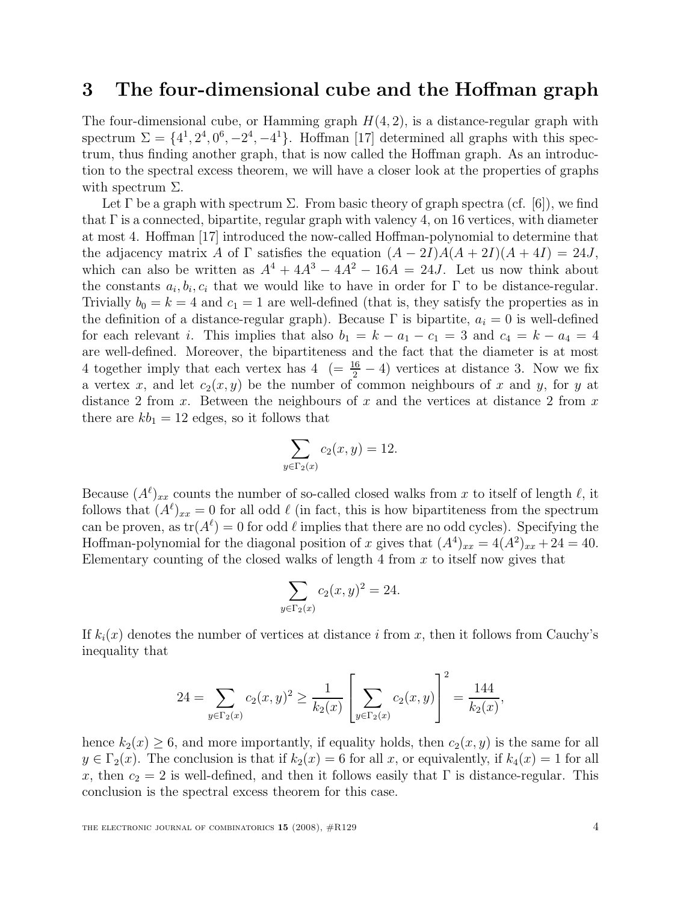## 3 The four-dimensional cube and the Hoffman graph

The four-dimensional cube, or Hamming graph $H(4,2)$, is a distance-regular graph with spectrum $\Sigma = \{4^1, 2^4, 0^6, -2^4, -4^1\}$. Hoffman [17] determined all graphs with this spectrum, thus finding another graph, that is now called the Hoffman graph. As an introduction to the spectral excess theorem, we will have a closer look at the properties of graphs with spectrum $\Sigma$.

Let $\Gamma$ be a graph with spectrum $\Sigma$. From basic theory of graph spectra (cf. [6]), we find that $\Gamma$ is a connected, bipartite, regular graph with valency 4, on 16 vertices, with diameter at most 4. Hoffman [17] introduced the now-called Hoffman-polynomial to determine that the adjacency matrix $A$ of $\Gamma$ satisfies the equation $(A-2I)A(A+2I)(A+4I) = 24J$, which can also be written as $A^4 + 4A^3 - 4A^2 - 16A = 24J$. Let us now think about the constants $a_i, b_i, c_i$ that we would like to have in order for $\Gamma$ to be distance-regular. Trivially $b_0 = k = 4$ and $c_1 = 1$ are well-defined (that is, they satisfy the properties as in the definition of a distance-regular graph). Because $\Gamma$ is bipartite, $a_i = 0$ is well-defined for each relevant $i$. This implies that also $b_1 = k - a_1 - c_1 = 3$ and $c_4 = k - a_4 = 4$ are well-defined. Moreover, the bipartiteness and the fact that the diameter is at most 4 together imply that each vertex has 4 $(= \frac{16}{2} - 4)$ vertices at distance 3. Now we fix a vertex $x$, and let $c_2(x,y)$ be the number of common neighbours of $x$ and $y$, for $y$ at distance 2 from $x$. Between the neighbours of $x$ and the vertices at distance 2 from $x$ there are $kb_1 = 12$ edges, so it follows that

$$\sum_{y \in \Gamma_2(x)} c_2(x,y) = 12.$$

Because $(A^\ell)_{xx}$ counts the number of so-called closed walks from $x$ to itself of length $\ell$, it follows that $(A^\ell)_{xx} = 0$ for all odd $\ell$ (in fact, this is how bipartiteness from the spectrum can be proven, as $\text{tr}(A^\ell) = 0$ for odd $\ell$ implies that there are no odd cycles). Specifying the Hoffman-polynomial for the diagonal position of $x$ gives that $(A^4)_{xx} = 4(A^2)_{xx} + 24 = 40$. Elementary counting of the closed walks of length 4 from $x$ to itself now gives that

$$\sum_{y \in \Gamma_2(x)} c_2(x,y)^2 = 24.$$

If $k_i(x)$ denotes the number of vertices at distance $i$ from $x$, then it follows from Cauchy's inequality that

$$24 = \sum_{y \in \Gamma_2(x)} c_2(x,y)^2 \geq \frac{1}{k_2(x)} \left[ \sum_{y \in \Gamma_2(x)} c_2(x,y) \right]^2 = \frac{144}{k_2(x)},$$

hence $k_2(x) \geq 6$, and more importantly, if equality holds, then $c_2(x,y)$ is the same for all $y \in \Gamma_2(x)$. The conclusion is that if $k_2(x) = 6$ for all $x$, or equivalently, if $k_4(x) = 1$ for all $x$, then $c_2 = 2$ is well-defined, and then it follows easily that $\Gamma$ is distance-regular. This conclusion is the spectral excess theorem for this case.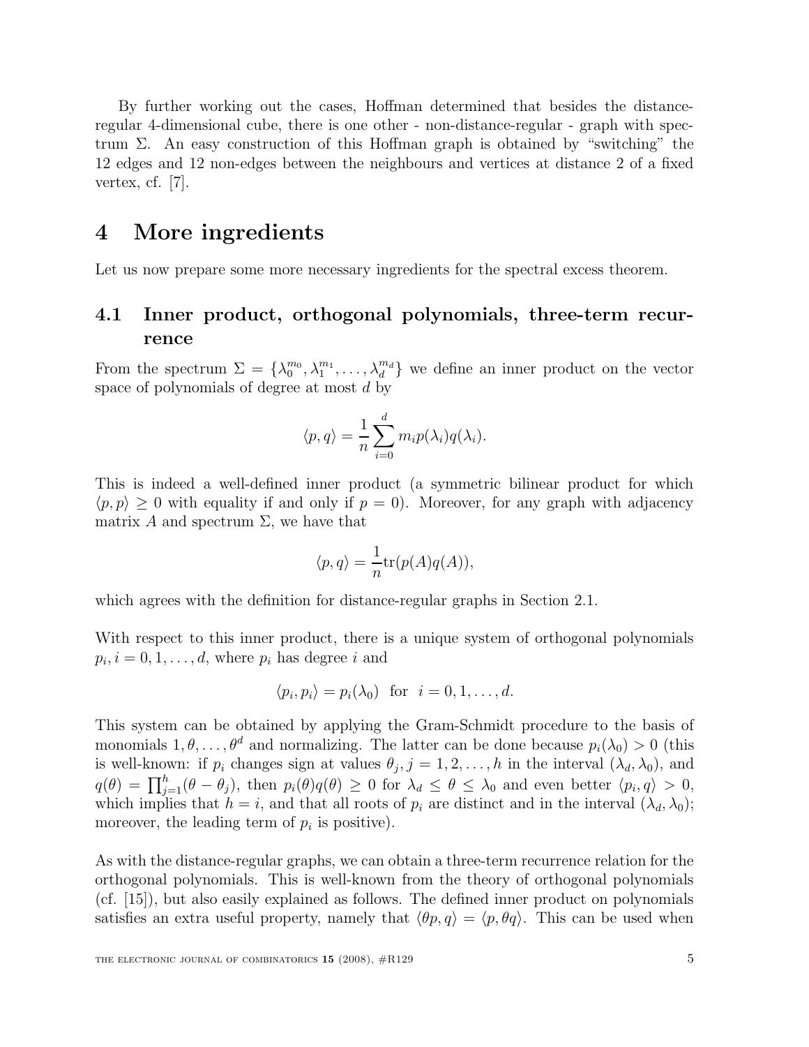By further working out the cases, Hoffman determined that besides the distance-regular 4-dimensional cube, there is one other - non-distance-regular - graph with spectrum $\Sigma$. An easy construction of this Hoffman graph is obtained by "switching" the 12 edges and 12 non-edges between the neighbours and vertices at distance 2 of a fixed vertex, cf. [7].

# 4 More ingredients

Let us now prepare some more necessary ingredients for the spectral excess theorem.

## 4.1 Inner product, orthogonal polynomials, three-term recurrence

From the spectrum $\Sigma = \{\lambda_0^{m_0}, \lambda_1^{m_1}, \ldots, \lambda_d^{m_d}\}$ we define an inner product on the vector space of polynomials of degree at most $d$ by

$$\langle p, q \rangle = \frac{1}{n} \sum_{i=0}^{d} m_i p(\lambda_i) q(\lambda_i).$$

This is indeed a well-defined inner product (a symmetric bilinear product for which $\langle p, p \rangle \geq 0$ with equality if and only if $p = 0$). Moreover, for any graph with adjacency matrix $A$ and spectrum $\Sigma$, we have that

$$\langle p, q \rangle = \frac{1}{n} \mathrm{tr}(p(A)q(A)),$$

which agrees with the definition for distance-regular graphs in Section 2.1.

With respect to this inner product, there is a unique system of orthogonal polynomials $p_i, i = 0, 1, \ldots, d$, where $p_i$ has degree $i$ and

$$\langle p_i, p_i \rangle = p_i(\lambda_0) \ \text{ for } \ i = 0, 1, \ldots, d.$$

This system can be obtained by applying the Gram-Schmidt procedure to the basis of monomials $1, \theta, \ldots, \theta^d$ and normalizing. The latter can be done because $p_i(\lambda_0) > 0$ (this is well-known: if $p_i$ changes sign at values $\theta_j, j = 1, 2, \ldots, h$ in the interval $(\lambda_d, \lambda_0)$, and $q(\theta) = \prod_{j=1}^{h}(\theta - \theta_j)$, then $p_i(\theta)q(\theta) \geq 0$ for $\lambda_d \leq \theta \leq \lambda_0$ and even better $\langle p_i, q \rangle > 0$, which implies that $h = i$, and that all roots of $p_i$ are distinct and in the interval $(\lambda_d, \lambda_0)$; moreover, the leading term of $p_i$ is positive).

As with the distance-regular graphs, we can obtain a three-term recurrence relation for the orthogonal polynomials. This is well-known from the theory of orthogonal polynomials (cf. [15]), but also easily explained as follows. The defined inner product on polynomials satisfies an extra useful property, namely that $\langle \theta p, q \rangle = \langle p, \theta q \rangle$. This can be used when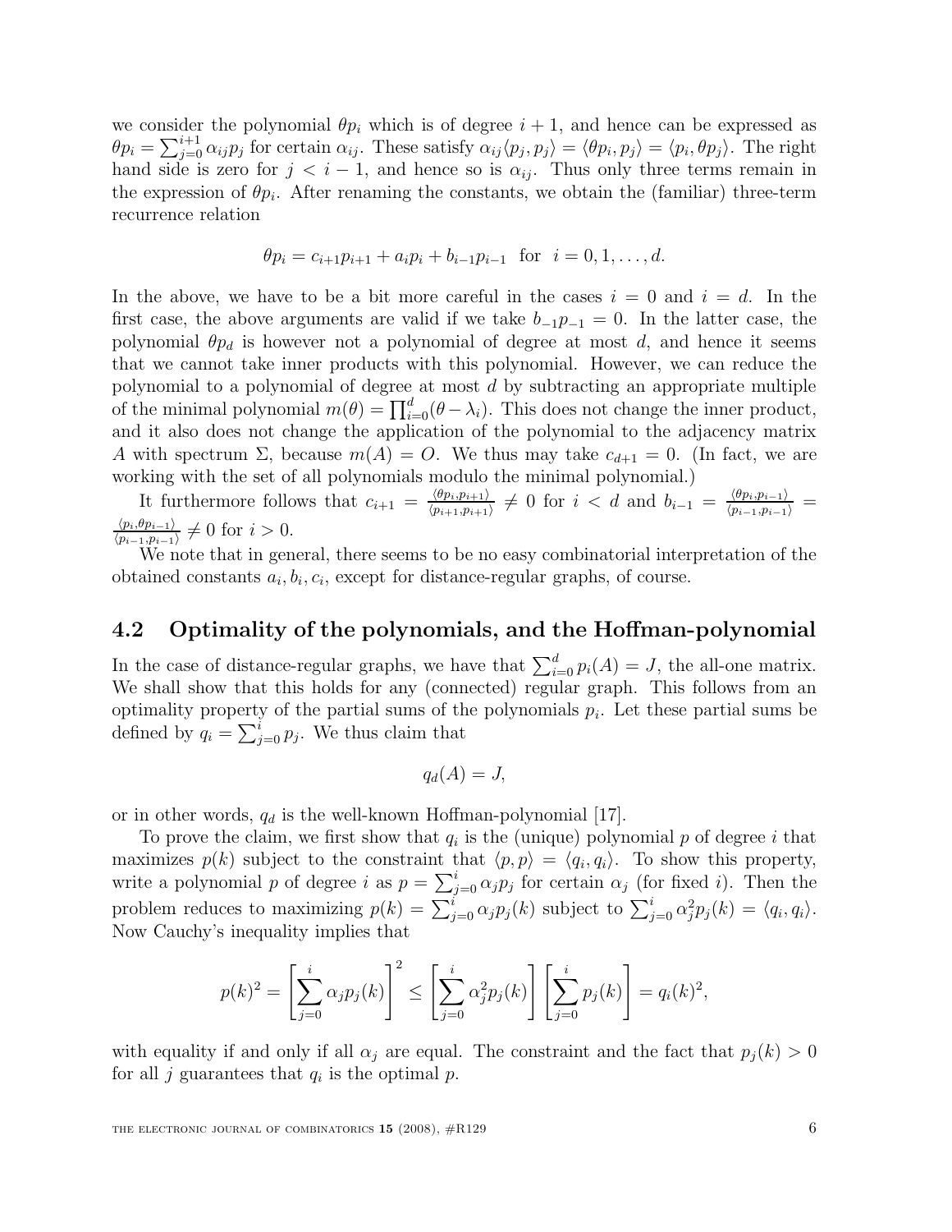we consider the polynomial $\theta p_i$ which is of degree $i+1$, and hence can be expressed as $\theta p_i = \sum_{j=0}^{i+1} \alpha_{ij} p_j$ for certain $\alpha_{ij}$. These satisfy $\alpha_{ij}\langle p_j, p_j\rangle = \langle \theta p_i, p_j\rangle = \langle p_i, \theta p_j\rangle$. The right hand side is zero for $j < i-1$, and hence so is $\alpha_{ij}$. Thus only three terms remain in the expression of $\theta p_i$. After renaming the constants, we obtain the (familiar) three-term recurrence relation

$$\theta p_i = c_{i+1} p_{i+1} + a_i p_i + b_{i-1} p_{i-1} \quad \text{for} \quad i = 0, 1, \ldots, d.$$

In the above, we have to be a bit more careful in the cases $i = 0$ and $i = d$. In the first case, the above arguments are valid if we take $b_{-1}p_{-1} = 0$. In the latter case, the polynomial $\theta p_d$ is however not a polynomial of degree at most $d$, and hence it seems that we cannot take inner products with this polynomial. However, we can reduce the polynomial to a polynomial of degree at most $d$ by subtracting an appropriate multiple of the minimal polynomial $m(\theta) = \prod_{i=0}^{d}(\theta - \lambda_i)$. This does not change the inner product, and it also does not change the application of the polynomial to the adjacency matrix $A$ with spectrum $\Sigma$, because $m(A) = O$. We thus may take $c_{d+1} = 0$. (In fact, we are working with the set of all polynomials modulo the minimal polynomial.)

It furthermore follows that $c_{i+1} = \frac{\langle \theta p_i, p_{i+1}\rangle}{\langle p_{i+1}, p_{i+1}\rangle} \neq 0$ for $i < d$ and $b_{i-1} = \frac{\langle \theta p_i, p_{i-1}\rangle}{\langle p_{i-1}, p_{i-1}\rangle} = \frac{\langle p_i, \theta p_{i-1}\rangle}{\langle p_{i-1}, p_{i-1}\rangle} \neq 0$ for $i > 0$.

We note that in general, there seems to be no easy combinatorial interpretation of the obtained constants $a_i, b_i, c_i$, except for distance-regular graphs, of course.

## 4.2 Optimality of the polynomials, and the Hoffman-polynomial

In the case of distance-regular graphs, we have that $\sum_{i=0}^{d} p_i(A) = J$, the all-one matrix. We shall show that this holds for any (connected) regular graph. This follows from an optimality property of the partial sums of the polynomials $p_i$. Let these partial sums be defined by $q_i = \sum_{j=0}^{i} p_j$. We thus claim that

$$q_d(A) = J,$$

or in other words, $q_d$ is the well-known Hoffman-polynomial [17].

To prove the claim, we first show that $q_i$ is the (unique) polynomial $p$ of degree $i$ that maximizes $p(k)$ subject to the constraint that $\langle p, p\rangle = \langle q_i, q_i\rangle$. To show this property, write a polynomial $p$ of degree $i$ as $p = \sum_{j=0}^{i} \alpha_j p_j$ for certain $\alpha_j$ (for fixed $i$). Then the problem reduces to maximizing $p(k) = \sum_{j=0}^{i} \alpha_j p_j(k)$ subject to $\sum_{j=0}^{i} \alpha_j^2 p_j(k) = \langle q_i, q_i\rangle$. Now Cauchy's inequality implies that

$$p(k)^2 = \left[\sum_{j=0}^{i} \alpha_j p_j(k)\right]^2 \leq \left[\sum_{j=0}^{i} \alpha_j^2 p_j(k)\right]\left[\sum_{j=0}^{i} p_j(k)\right] = q_i(k)^2,$$

with equality if and only if all $\alpha_j$ are equal. The constraint and the fact that $p_j(k) > 0$ for all $j$ guarantees that $q_i$ is the optimal $p$.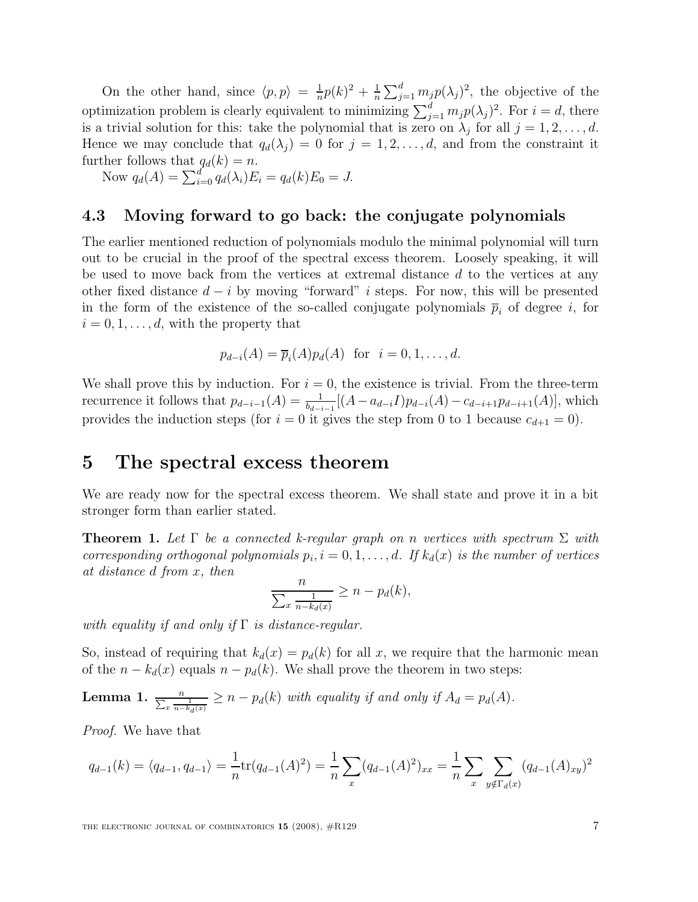On the other hand, since $\langle p, p \rangle = \frac{1}{n}p(k)^2 + \frac{1}{n}\sum_{j=1}^{d} m_j p(\lambda_j)^2$, the objective of the optimization problem is clearly equivalent to minimizing $\sum_{j=1}^{d} m_j p(\lambda_j)^2$. For $i = d$, there is a trivial solution for this: take the polynomial that is zero on $\lambda_j$ for all $j = 1, 2, \ldots, d$. Hence we may conclude that $q_d(\lambda_j) = 0$ for $j = 1, 2, \ldots, d$, and from the constraint it further follows that $q_d(k) = n$.

Now $q_d(A) = \sum_{i=0}^{d} q_d(\lambda_i)E_i = q_d(k)E_0 = J$.

## 4.3 Moving forward to go back: the conjugate polynomials

The earlier mentioned reduction of polynomials modulo the minimal polynomial will turn out to be crucial in the proof of the spectral excess theorem. Loosely speaking, it will be used to move back from the vertices at extremal distance $d$ to the vertices at any other fixed distance $d - i$ by moving "forward" $i$ steps. For now, this will be presented in the form of the existence of the so-called conjugate polynomials $\overline{p}_i$ of degree $i$, for $i = 0, 1, \ldots, d$, with the property that

$$p_{d-i}(A) = \overline{p}_i(A)p_d(A) \text{ for } i = 0, 1, \ldots, d.$$

We shall prove this by induction. For $i = 0$, the existence is trivial. From the three-term recurrence it follows that $p_{d-i-1}(A) = \frac{1}{b_{d-i-1}}[(A - a_{d-i}I)p_{d-i}(A) - c_{d-i+1}p_{d-i+1}(A)]$, which provides the induction steps (for $i = 0$ it gives the step from 0 to 1 because $c_{d+1} = 0$).

# 5 The spectral excess theorem

We are ready now for the spectral excess theorem. We shall state and prove it in a bit stronger form than earlier stated.

**Theorem 1.** *Let $\Gamma$ be a connected $k$-regular graph on $n$ vertices with spectrum $\Sigma$ with corresponding orthogonal polynomials $p_i, i = 0, 1, \ldots, d$. If $k_d(x)$ is the number of vertices at distance $d$ from $x$, then*

$$\frac{n}{\sum_x \frac{1}{n - k_d(x)}} \geq n - p_d(k),$$

*with equality if and only if $\Gamma$ is distance-regular.*

So, instead of requiring that $k_d(x) = p_d(k)$ for all $x$, we require that the harmonic mean of the $n - k_d(x)$ equals $n - p_d(k)$. We shall prove the theorem in two steps:

**Lemma 1.** $\frac{n}{\sum_x \frac{1}{n - k_d(x)}} \geq n - p_d(k)$ *with equality if and only if $A_d = p_d(A)$.*

*Proof.* We have that

$$q_{d-1}(k) = \langle q_{d-1}, q_{d-1} \rangle = \frac{1}{n}\mathrm{tr}(q_{d-1}(A)^2) = \frac{1}{n}\sum_x (q_{d-1}(A)^2)_{xx} = \frac{1}{n}\sum_x \sum_{y \notin \Gamma_d(x)} (q_{d-1}(A)_{xy})^2$$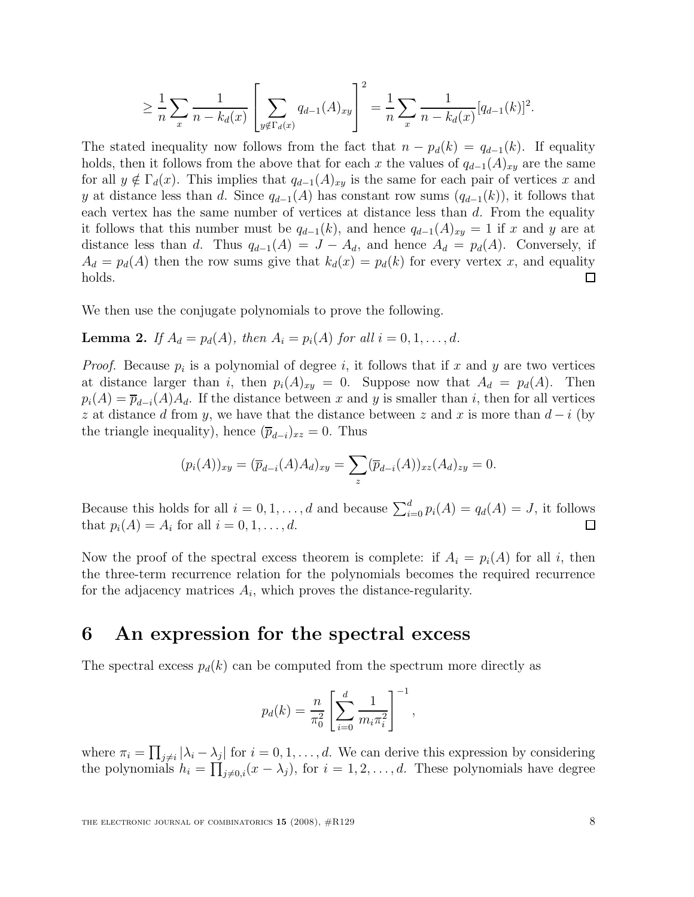$$\geq \frac{1}{n}\sum_x \frac{1}{n-k_d(x)}\left[\sum_{y\notin\Gamma_d(x)} q_{d-1}(A)_{xy}\right]^2 = \frac{1}{n}\sum_x \frac{1}{n-k_d(x)}[q_{d-1}(k)]^2.$$

The stated inequality now follows from the fact that $n - p_d(k) = q_{d-1}(k)$. If equality holds, then it follows from the above that for each $x$ the values of $q_{d-1}(A)_{xy}$ are the same for all $y \notin \Gamma_d(x)$. This implies that $q_{d-1}(A)_{xy}$ is the same for each pair of vertices $x$ and $y$ at distance less than $d$. Since $q_{d-1}(A)$ has constant row sums ($q_{d-1}(k)$), it follows that each vertex has the same number of vertices at distance less than $d$. From the equality it follows that this number must be $q_{d-1}(k)$, and hence $q_{d-1}(A)_{xy} = 1$ if $x$ and $y$ are at distance less than $d$. Thus $q_{d-1}(A) = J - A_d$, and hence $A_d = p_d(A)$. Conversely, if $A_d = p_d(A)$ then the row sums give that $k_d(x) = p_d(k)$ for every vertex $x$, and equality holds. $\square$

We then use the conjugate polynomials to prove the following.

**Lemma 2.** *If $A_d = p_d(A)$, then $A_i = p_i(A)$ for all $i = 0, 1, \ldots, d$.*

*Proof.* Because $p_i$ is a polynomial of degree $i$, it follows that if $x$ and $y$ are two vertices at distance larger than $i$, then $p_i(A)_{xy} = 0$. Suppose now that $A_d = p_d(A)$. Then $p_i(A) = \overline{p}_{d-i}(A)A_d$. If the distance between $x$ and $y$ is smaller than $i$, then for all vertices $z$ at distance $d$ from $y$, we have that the distance between $z$ and $x$ is more than $d-i$ (by the triangle inequality), hence $(\overline{p}_{d-i})_{xz} = 0$. Thus

$$(p_i(A))_{xy} = (\overline{p}_{d-i}(A)A_d)_{xy} = \sum_z (\overline{p}_{d-i}(A))_{xz}(A_d)_{zy} = 0.$$

Because this holds for all $i = 0, 1, \ldots, d$ and because $\sum_{i=0}^d p_i(A) = q_d(A) = J$, it follows that $p_i(A) = A_i$ for all $i = 0, 1, \ldots, d$. $\square$

Now the proof of the spectral excess theorem is complete: if $A_i = p_i(A)$ for all $i$, then the three-term recurrence relation for the polynomials becomes the required recurrence for the adjacency matrices $A_i$, which proves the distance-regularity.

# 6 An expression for the spectral excess

The spectral excess $p_d(k)$ can be computed from the spectrum more directly as

$$p_d(k) = \frac{n}{\pi_0^2}\left[\sum_{i=0}^d \frac{1}{m_i \pi_i^2}\right]^{-1},$$

where $\pi_i = \prod_{j\neq i}|\lambda_i - \lambda_j|$ for $i = 0, 1, \ldots, d$. We can derive this expression by considering the polynomials $h_i = \prod_{j\neq 0,i}(x-\lambda_j)$, for $i = 1, 2, \ldots, d$. These polynomials have degree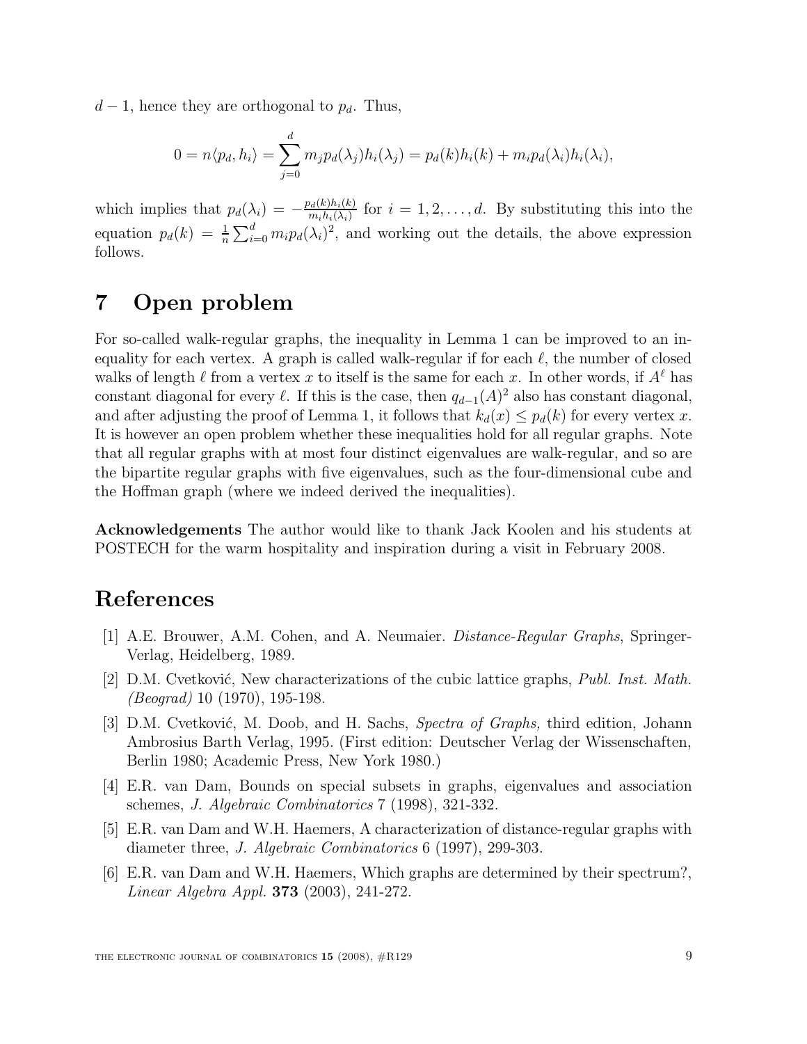$d-1$, hence they are orthogonal to $p_d$. Thus,

$$0 = n\langle p_d, h_i \rangle = \sum_{j=0}^{d} m_j p_d(\lambda_j) h_i(\lambda_j) = p_d(k)h_i(k) + m_i p_d(\lambda_i) h_i(\lambda_i),$$

which implies that $p_d(\lambda_i) = -\frac{p_d(k)h_i(k)}{m_i h_i(\lambda_i)}$ for $i = 1, 2, \ldots, d$. By substituting this into the equation $p_d(k) = \frac{1}{n}\sum_{i=0}^{d} m_i p_d(\lambda_i)^2$, and working out the details, the above expression follows.

# 7 Open problem

For so-called walk-regular graphs, the inequality in Lemma 1 can be improved to an inequality for each vertex. A graph is called walk-regular if for each $\ell$, the number of closed walks of length $\ell$ from a vertex $x$ to itself is the same for each $x$. In other words, if $A^\ell$ has constant diagonal for every $\ell$. If this is the case, then $q_{d-1}(A)^2$ also has constant diagonal, and after adjusting the proof of Lemma 1, it follows that $k_d(x) \leq p_d(k)$ for every vertex $x$. It is however an open problem whether these inequalities hold for all regular graphs. Note that all regular graphs with at most four distinct eigenvalues are walk-regular, and so are the bipartite regular graphs with five eigenvalues, such as the four-dimensional cube and the Hoffman graph (where we indeed derived the inequalities).

**Acknowledgements** The author would like to thank Jack Koolen and his students at POSTECH for the warm hospitality and inspiration during a visit in February 2008.

# References

[1] A.E. Brouwer, A.M. Cohen, and A. Neumaier. *Distance-Regular Graphs*, Springer-Verlag, Heidelberg, 1989.

[2] D.M. Cvetković, New characterizations of the cubic lattice graphs, *Publ. Inst. Math. (Beograd)* 10 (1970), 195-198.

[3] D.M. Cvetković, M. Doob, and H. Sachs, *Spectra of Graphs,* third edition, Johann Ambrosius Barth Verlag, 1995. (First edition: Deutscher Verlag der Wissenschaften, Berlin 1980; Academic Press, New York 1980.)

[4] E.R. van Dam, Bounds on special subsets in graphs, eigenvalues and association schemes, *J. Algebraic Combinatorics* 7 (1998), 321-332.

[5] E.R. van Dam and W.H. Haemers, A characterization of distance-regular graphs with diameter three, *J. Algebraic Combinatorics* 6 (1997), 299-303.

[6] E.R. van Dam and W.H. Haemers, Which graphs are determined by their spectrum?, *Linear Algebra Appl.* **373** (2003), 241-272.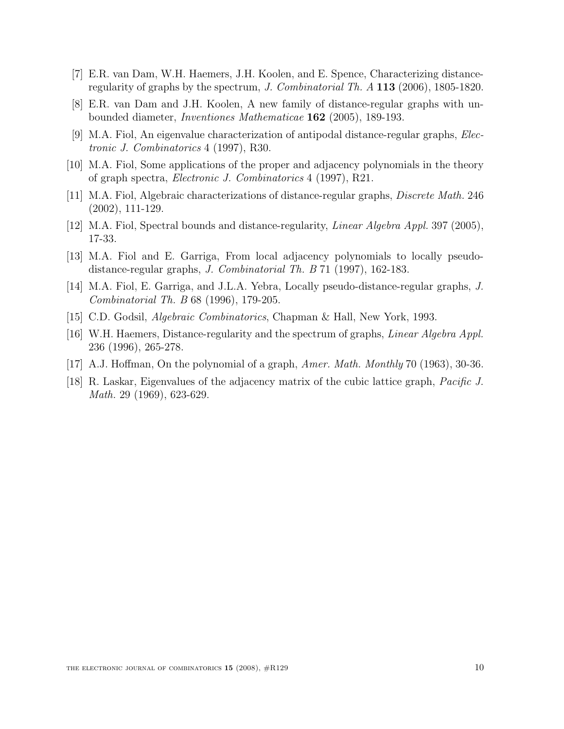[7] E.R. van Dam, W.H. Haemers, J.H. Koolen, and E. Spence, Characterizing distance-regularity of graphs by the spectrum, *J. Combinatorial Th. A* **113** (2006), 1805-1820.

[8] E.R. van Dam and J.H. Koolen, A new family of distance-regular graphs with unbounded diameter, *Inventiones Mathematicae* **162** (2005), 189-193.

[9] M.A. Fiol, An eigenvalue characterization of antipodal distance-regular graphs, *Electronic J. Combinatorics* 4 (1997), R30.

[10] M.A. Fiol, Some applications of the proper and adjacency polynomials in the theory of graph spectra, *Electronic J. Combinatorics* 4 (1997), R21.

[11] M.A. Fiol, Algebraic characterizations of distance-regular graphs, *Discrete Math.* 246 (2002), 111-129.

[12] M.A. Fiol, Spectral bounds and distance-regularity, *Linear Algebra Appl.* 397 (2005), 17-33.

[13] M.A. Fiol and E. Garriga, From local adjacency polynomials to locally pseudo-distance-regular graphs, *J. Combinatorial Th. B* 71 (1997), 162-183.

[14] M.A. Fiol, E. Garriga, and J.L.A. Yebra, Locally pseudo-distance-regular graphs, *J. Combinatorial Th. B* 68 (1996), 179-205.

[15] C.D. Godsil, *Algebraic Combinatorics*, Chapman & Hall, New York, 1993.

[16] W.H. Haemers, Distance-regularity and the spectrum of graphs, *Linear Algebra Appl.* 236 (1996), 265-278.

[17] A.J. Hoffman, On the polynomial of a graph, *Amer. Math. Monthly* 70 (1963), 30-36.

[18] R. Laskar, Eigenvalues of the adjacency matrix of the cubic lattice graph, *Pacific J. Math.* 29 (1969), 623-629.